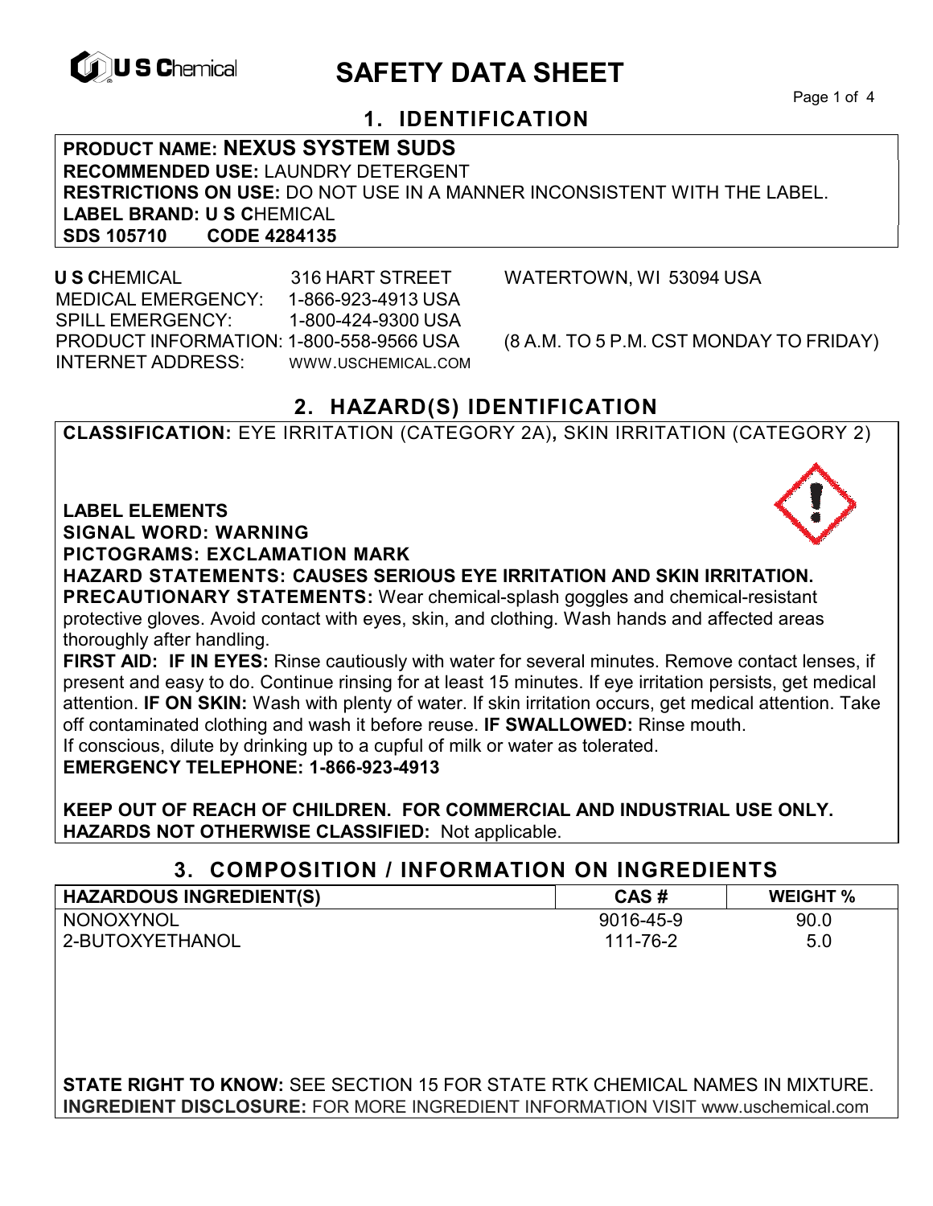# SAFETY DATA SHEET

## 1. IDENTIFICATION

**PRODUCT NAME: NEXUS SYSTEM SUDS**
**RECOMMENDED USE:** LAUNDRY DETERGENT
**RESTRICTIONS ON USE:** DO NOT USE IN A MANNER INCONSISTENT WITH THE LABEL.
**LABEL BRAND: U S C**HEMICAL
**SDS 105710 CODE 4284135**

**U S C**HEMICAL 316 HART STREET WATERTOWN, WI 53094 USA
MEDICAL EMERGENCY: 1-866-923-4913 USA
SPILL EMERGENCY: 1-800-424-9300 USA
PRODUCT INFORMATION: 1-800-558-9566 USA (8 A.M. TO 5 P.M. CST MONDAY TO FRIDAY)
INTERNET ADDRESS: WWW.USCHEMICAL.COM

## 2. HAZARD(S) IDENTIFICATION

**CLASSIFICATION:** EYE IRRITATION (CATEGORY 2A)**,** SKIN IRRITATION (CATEGORY 2)

**LABEL ELEMENTS**
**SIGNAL WORD: WARNING**
**PICTOGRAMS: EXCLAMATION MARK**
**HAZARD STATEMENTS: CAUSES SERIOUS EYE IRRITATION AND SKIN IRRITATION.**
**PRECAUTIONARY STATEMENTS:** Wear chemical-splash goggles and chemical-resistant protective gloves. Avoid contact with eyes, skin, and clothing. Wash hands and affected areas thoroughly after handling.
**FIRST AID: IF IN EYES:** Rinse cautiously with water for several minutes. Remove contact lenses, if present and easy to do. Continue rinsing for at least 15 minutes. If eye irritation persists, get medical attention. **IF ON SKIN:** Wash with plenty of water. If skin irritation occurs, get medical attention. Take off contaminated clothing and wash it before reuse. **IF SWALLOWED:** Rinse mouth. If conscious, dilute by drinking up to a cupful of milk or water as tolerated.
**EMERGENCY TELEPHONE: 1-866-923-4913**

**KEEP OUT OF REACH OF CHILDREN. FOR COMMERCIAL AND INDUSTRIAL USE ONLY.**
**HAZARDS NOT OTHERWISE CLASSIFIED:** Not applicable.

## 3. COMPOSITION / INFORMATION ON INGREDIENTS

| HAZARDOUS INGREDIENT(S) | CAS # | WEIGHT % |
|---|---|---|
| NONOXYNOL | 9016-45-9 | 90.0 |
| 2-BUTOXYETHANOL | 111-76-2 | 5.0 |

**STATE RIGHT TO KNOW:** SEE SECTION 15 FOR STATE RTK CHEMICAL NAMES IN MIXTURE.
**INGREDIENT DISCLOSURE:** FOR MORE INGREDIENT INFORMATION VISIT www.uschemical.com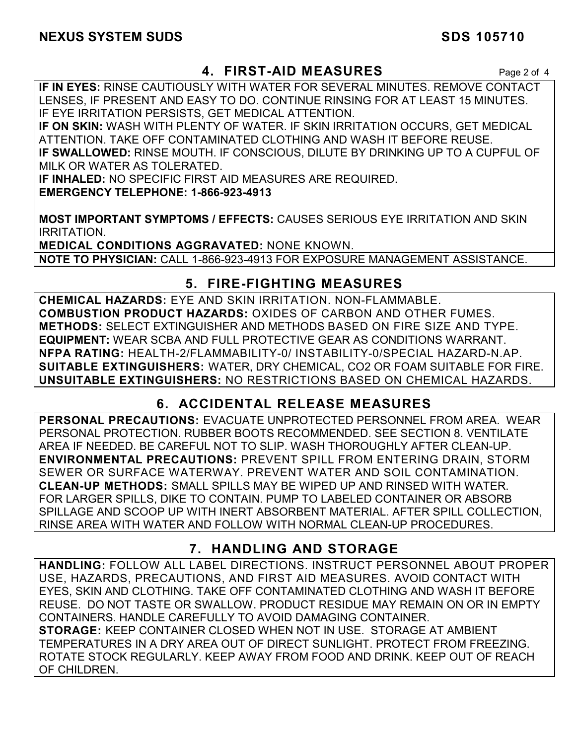## 4. FIRST-AID MEASURES

**IF IN EYES:** RINSE CAUTIOUSLY WITH WATER FOR SEVERAL MINUTES. REMOVE CONTACT LENSES, IF PRESENT AND EASY TO DO. CONTINUE RINSING FOR AT LEAST 15 MINUTES. IF EYE IRRITATION PERSISTS, GET MEDICAL ATTENTION.
**IF ON SKIN:** WASH WITH PLENTY OF WATER. IF SKIN IRRITATION OCCURS, GET MEDICAL ATTENTION. TAKE OFF CONTAMINATED CLOTHING AND WASH IT BEFORE REUSE.
**IF SWALLOWED:** RINSE MOUTH. IF CONSCIOUS, DILUTE BY DRINKING UP TO A CUPFUL OF MILK OR WATER AS TOLERATED.
**IF INHALED:** NO SPECIFIC FIRST AID MEASURES ARE REQUIRED.
**EMERGENCY TELEPHONE: 1-866-923-4913**

**MOST IMPORTANT SYMPTOMS / EFFECTS:** CAUSES SERIOUS EYE IRRITATION AND SKIN IRRITATION.
**MEDICAL CONDITIONS AGGRAVATED:** NONE KNOWN.
**NOTE TO PHYSICIAN:** CALL 1-866-923-4913 FOR EXPOSURE MANAGEMENT ASSISTANCE.

## 5. FIRE-FIGHTING MEASURES

**CHEMICAL HAZARDS:** EYE AND SKIN IRRITATION. NON-FLAMMABLE.
**COMBUSTION PRODUCT HAZARDS:** OXIDES OF CARBON AND OTHER FUMES.
**METHODS:** SELECT EXTINGUISHER AND METHODS BASED ON FIRE SIZE AND TYPE.
**EQUIPMENT:** WEAR SCBA AND FULL PROTECTIVE GEAR AS CONDITIONS WARRANT.
**NFPA RATING:** HEALTH-2/FLAMMABILITY-0/ INSTABILITY-0/SPECIAL HAZARD-N.AP.
**SUITABLE EXTINGUISHERS:** WATER, DRY CHEMICAL, $CO_2$ OR FOAM SUITABLE FOR FIRE.
**UNSUITABLE EXTINGUISHERS:** NO RESTRICTIONS BASED ON CHEMICAL HAZARDS.

## 6. ACCIDENTAL RELEASE MEASURES

**PERSONAL PRECAUTIONS:** EVACUATE UNPROTECTED PERSONNEL FROM AREA. WEAR PERSONAL PROTECTION. RUBBER BOOTS RECOMMENDED. SEE SECTION 8. VENTILATE AREA IF NEEDED. BE CAREFUL NOT TO SLIP. WASH THOROUGHLY AFTER CLEAN-UP.
**ENVIRONMENTAL PRECAUTIONS:** PREVENT SPILL FROM ENTERING DRAIN, STORM SEWER OR SURFACE WATERWAY. PREVENT WATER AND SOIL CONTAMINATION.
**CLEAN-UP METHODS:** SMALL SPILLS MAY BE WIPED UP AND RINSED WITH WATER. FOR LARGER SPILLS, DIKE TO CONTAIN. PUMP TO LABELED CONTAINER OR ABSORB SPILLAGE AND SCOOP UP WITH INERT ABSORBENT MATERIAL. AFTER SPILL COLLECTION, RINSE AREA WITH WATER AND FOLLOW WITH NORMAL CLEAN-UP PROCEDURES.

## 7. HANDLING AND STORAGE

**HANDLING:** FOLLOW ALL LABEL DIRECTIONS. INSTRUCT PERSONNEL ABOUT PROPER USE, HAZARDS, PRECAUTIONS, AND FIRST AID MEASURES. AVOID CONTACT WITH EYES, SKIN AND CLOTHING. TAKE OFF CONTAMINATED CLOTHING AND WASH IT BEFORE REUSE. DO NOT TASTE OR SWALLOW. PRODUCT RESIDUE MAY REMAIN ON OR IN EMPTY CONTAINERS. HANDLE CAREFULLY TO AVOID DAMAGING CONTAINER.
**STORAGE:** KEEP CONTAINER CLOSED WHEN NOT IN USE. STORAGE AT AMBIENT TEMPERATURES IN A DRY AREA OUT OF DIRECT SUNLIGHT. PROTECT FROM FREEZING. ROTATE STOCK REGULARLY. KEEP AWAY FROM FOOD AND DRINK. KEEP OUT OF REACH OF CHILDREN.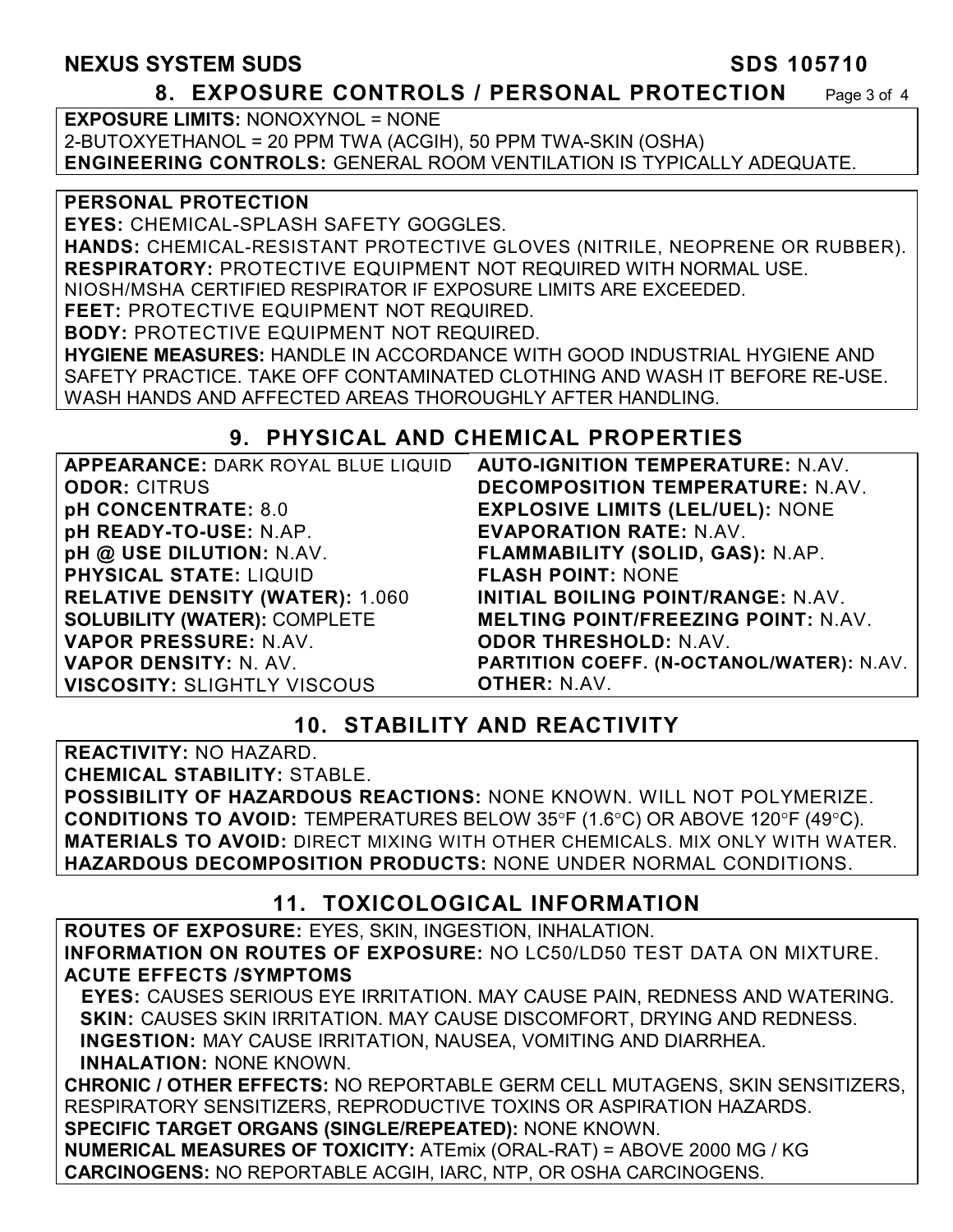## 8. EXPOSURE CONTROLS / PERSONAL PROTECTION

**EXPOSURE LIMITS:** NONOXYNOL = NONE
2-BUTOXYETHANOL = 20 PPM TWA (ACGIH), 50 PPM TWA-SKIN (OSHA)
**ENGINEERING CONTROLS:** GENERAL ROOM VENTILATION IS TYPICALLY ADEQUATE.

**PERSONAL PROTECTION**
**EYES:** CHEMICAL-SPLASH SAFETY GOGGLES.
**HANDS:** CHEMICAL-RESISTANT PROTECTIVE GLOVES (NITRILE, NEOPRENE OR RUBBER).
**RESPIRATORY:** PROTECTIVE EQUIPMENT NOT REQUIRED WITH NORMAL USE.
NIOSH/MSHA CERTIFIED RESPIRATOR IF EXPOSURE LIMITS ARE EXCEEDED.
**FEET:** PROTECTIVE EQUIPMENT NOT REQUIRED.
**BODY:** PROTECTIVE EQUIPMENT NOT REQUIRED.
**HYGIENE MEASURES:** HANDLE IN ACCORDANCE WITH GOOD INDUSTRIAL HYGIENE AND SAFETY PRACTICE. TAKE OFF CONTAMINATED CLOTHING AND WASH IT BEFORE RE-USE. WASH HANDS AND AFFECTED AREAS THOROUGHLY AFTER HANDLING.

## 9. PHYSICAL AND CHEMICAL PROPERTIES

**APPEARANCE:** DARK ROYAL BLUE LIQUID
**ODOR:** CITRUS
**pH CONCENTRATE:** 8.0
**pH READY-TO-USE:** N.AP.
**pH @ USE DILUTION:** N.AV.
**PHYSICAL STATE:** LIQUID
**RELATIVE DENSITY (WATER):** 1.060
**SOLUBILITY (WATER):** COMPLETE
**VAPOR PRESSURE:** N.AV.
**VAPOR DENSITY:** N. AV.
**VISCOSITY:** SLIGHTLY VISCOUS
**AUTO-IGNITION TEMPERATURE:** N.AV.
**DECOMPOSITION TEMPERATURE:** N.AV.
**EXPLOSIVE LIMITS (LEL/UEL):** NONE
**EVAPORATION RATE:** N.AV.
**FLAMMABILITY (SOLID, GAS):** N.AP.
**FLASH POINT:** NONE
**INITIAL BOILING POINT/RANGE:** N.AV.
**MELTING POINT/FREEZING POINT:** N.AV.
**ODOR THRESHOLD:** N.AV.
**PARTITION COEFF. (N-OCTANOL/WATER):** N.AV.
**OTHER:** N.AV.

## 10. STABILITY AND REACTIVITY

**REACTIVITY:** NO HAZARD.
**CHEMICAL STABILITY:** STABLE.
**POSSIBILITY OF HAZARDOUS REACTIONS:** NONE KNOWN. WILL NOT POLYMERIZE.
**CONDITIONS TO AVOID:** TEMPERATURES BELOW 35°F (1.6°C) OR ABOVE 120°F (49°C).
**MATERIALS TO AVOID:** DIRECT MIXING WITH OTHER CHEMICALS. MIX ONLY WITH WATER.
**HAZARDOUS DECOMPOSITION PRODUCTS:** NONE UNDER NORMAL CONDITIONS.

## 11. TOXICOLOGICAL INFORMATION

**ROUTES OF EXPOSURE:** EYES, SKIN, INGESTION, INHALATION.
**INFORMATION ON ROUTES OF EXPOSURE:** NO LC50/LD50 TEST DATA ON MIXTURE.
**ACUTE EFFECTS /SYMPTOMS**
**EYES:** CAUSES SERIOUS EYE IRRITATION. MAY CAUSE PAIN, REDNESS AND WATERING.
**SKIN:** CAUSES SKIN IRRITATION. MAY CAUSE DISCOMFORT, DRYING AND REDNESS.
**INGESTION:** MAY CAUSE IRRITATION, NAUSEA, VOMITING AND DIARRHEA.
**INHALATION:** NONE KNOWN.
**CHRONIC / OTHER EFFECTS:** NO REPORTABLE GERM CELL MUTAGENS, SKIN SENSITIZERS, RESPIRATORY SENSITIZERS, REPRODUCTIVE TOXINS OR ASPIRATION HAZARDS.
**SPECIFIC TARGET ORGANS (SINGLE/REPEATED):** NONE KNOWN.
**NUMERICAL MEASURES OF TOXICITY:** ATEmix (ORAL-RAT) = ABOVE 2000 MG / KG
**CARCINOGENS:** NO REPORTABLE ACGIH, IARC, NTP, OR OSHA CARCINOGENS.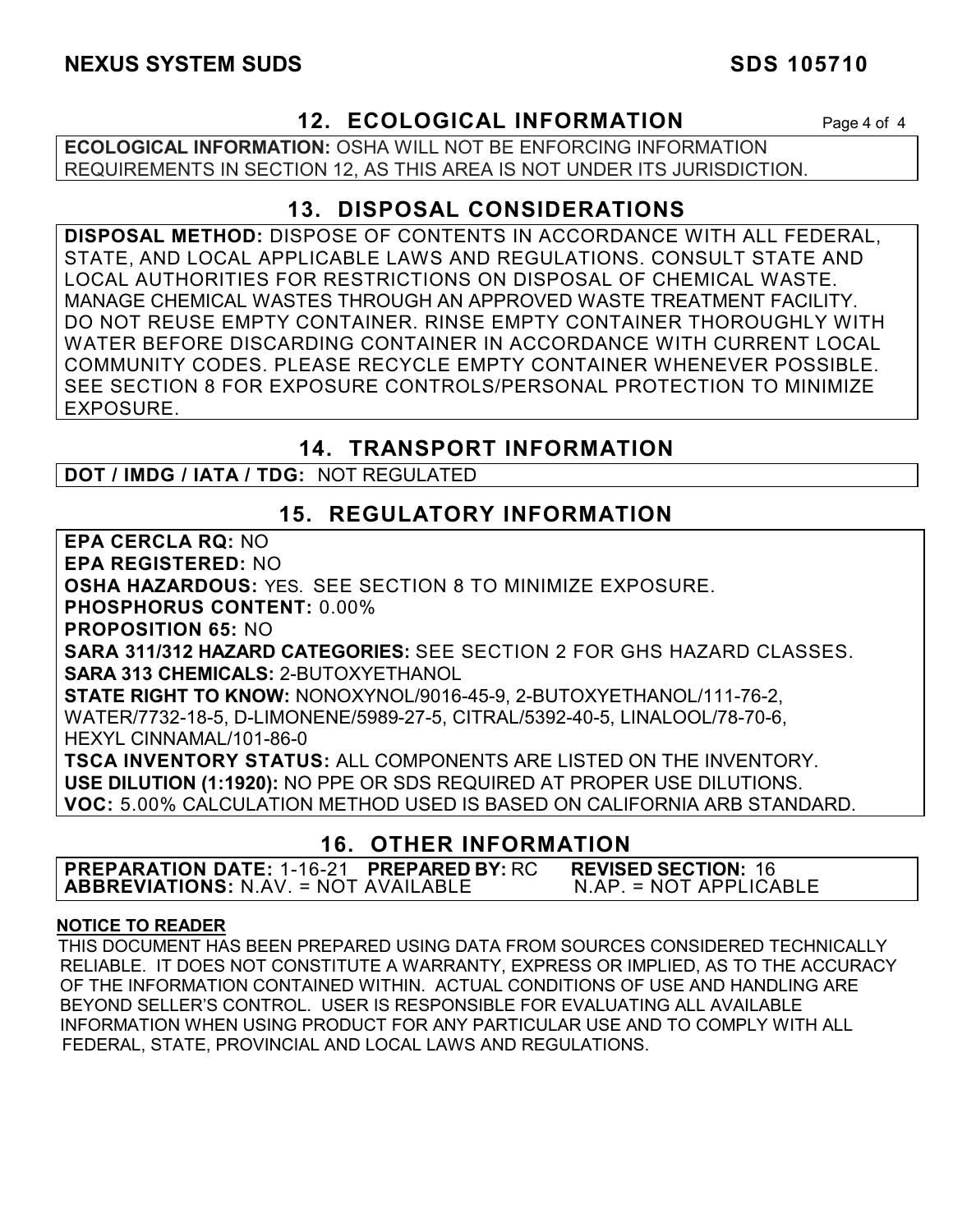## 12. ECOLOGICAL INFORMATION

**ECOLOGICAL INFORMATION:** OSHA WILL NOT BE ENFORCING INFORMATION REQUIREMENTS IN SECTION 12, AS THIS AREA IS NOT UNDER ITS JURISDICTION.

## 13. DISPOSAL CONSIDERATIONS

**DISPOSAL METHOD:** DISPOSE OF CONTENTS IN ACCORDANCE WITH ALL FEDERAL, STATE, AND LOCAL APPLICABLE LAWS AND REGULATIONS. CONSULT STATE AND LOCAL AUTHORITIES FOR RESTRICTIONS ON DISPOSAL OF CHEMICAL WASTE. MANAGE CHEMICAL WASTES THROUGH AN APPROVED WASTE TREATMENT FACILITY. DO NOT REUSE EMPTY CONTAINER. RINSE EMPTY CONTAINER THOROUGHLY WITH WATER BEFORE DISCARDING CONTAINER IN ACCORDANCE WITH CURRENT LOCAL COMMUNITY CODES. PLEASE RECYCLE EMPTY CONTAINER WHENEVER POSSIBLE. SEE SECTION 8 FOR EXPOSURE CONTROLS/PERSONAL PROTECTION TO MINIMIZE EXPOSURE.

## 14. TRANSPORT INFORMATION

**DOT / IMDG / IATA / TDG:** NOT REGULATED

## 15. REGULATORY INFORMATION

**EPA CERCLA RQ:** NO
**EPA REGISTERED:** NO
**OSHA HAZARDOUS:** YES. SEE SECTION 8 TO MINIMIZE EXPOSURE.
**PHOSPHORUS CONTENT:** 0.00%
**PROPOSITION 65:** NO
**SARA 311/312 HAZARD CATEGORIES:** SEE SECTION 2 FOR GHS HAZARD CLASSES.
**SARA 313 CHEMICALS:** 2-BUTOXYETHANOL
**STATE RIGHT TO KNOW:** NONOXYNOL/9016-45-9, 2-BUTOXYETHANOL/111-76-2, WATER/7732-18-5, D-LIMONENE/5989-27-5, CITRAL/5392-40-5, LINALOOL/78-70-6, HEXYL CINNAMAL/101-86-0
**TSCA INVENTORY STATUS:** ALL COMPONENTS ARE LISTED ON THE INVENTORY.
**USE DILUTION (1:1920):** NO PPE OR SDS REQUIRED AT PROPER USE DILUTIONS.
**VOC:** 5.00% CALCULATION METHOD USED IS BASED ON CALIFORNIA ARB STANDARD.

## 16. OTHER INFORMATION

**PREPARATION DATE:** 1-16-21 **PREPARED BY:** RC **REVISED SECTION:** 16
**ABBREVIATIONS:** N.AV. = NOT AVAILABLE N.AP. = NOT APPLICABLE

**NOTICE TO READER**

THIS DOCUMENT HAS BEEN PREPARED USING DATA FROM SOURCES CONSIDERED TECHNICALLY RELIABLE. IT DOES NOT CONSTITUTE A WARRANTY, EXPRESS OR IMPLIED, AS TO THE ACCURACY OF THE INFORMATION CONTAINED WITHIN. ACTUAL CONDITIONS OF USE AND HANDLING ARE BEYOND SELLER'S CONTROL. USER IS RESPONSIBLE FOR EVALUATING ALL AVAILABLE INFORMATION WHEN USING PRODUCT FOR ANY PARTICULAR USE AND TO COMPLY WITH ALL FEDERAL, STATE, PROVINCIAL AND LOCAL LAWS AND REGULATIONS.